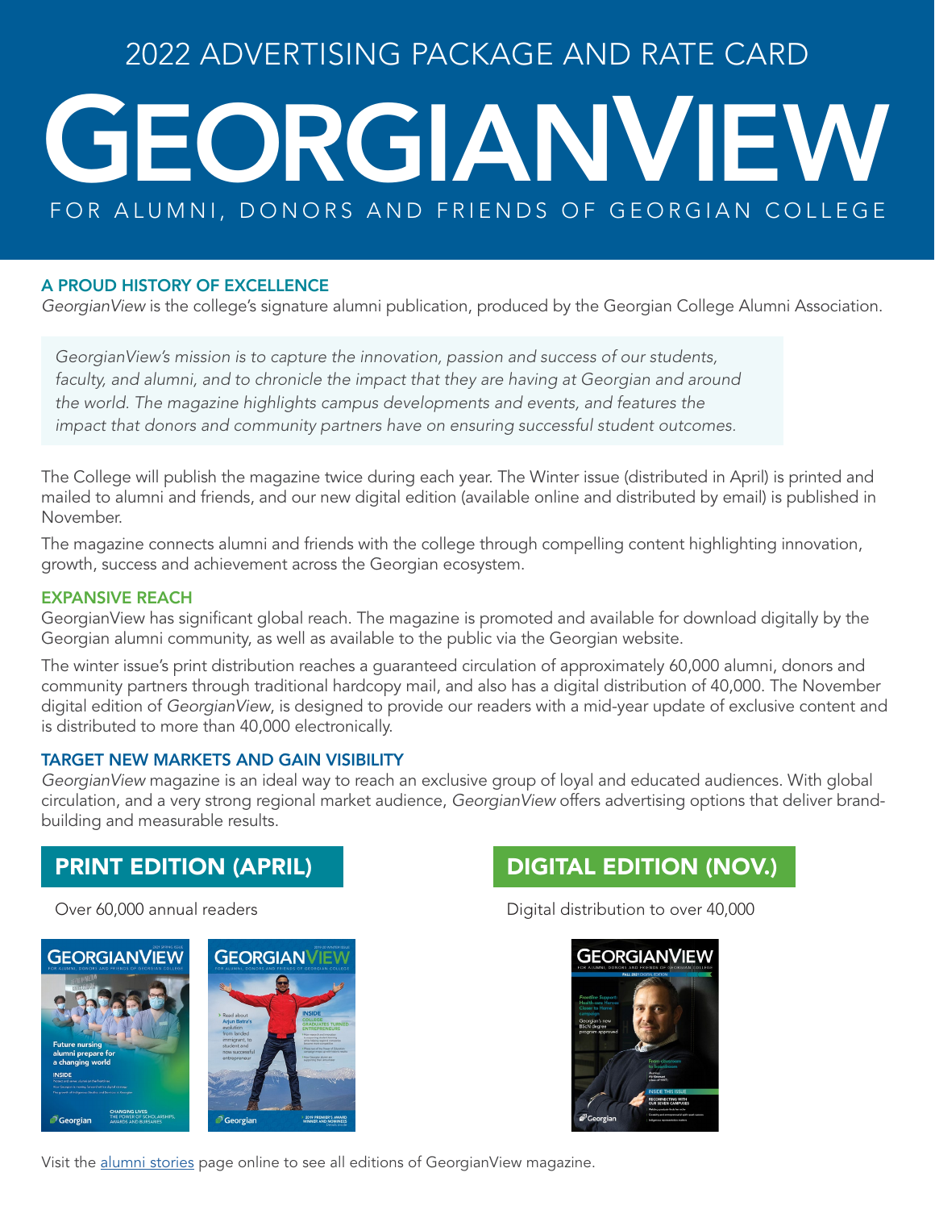# 2022 ADVERTISING PACKAGE AND RATE CARD

# GEORGIANVIEW

FOR ALUMNI, DONORS AND FRIENDS OF GEORGIAN COLLEGE

## A PROUD HISTORY OF EXCELLENCE

*GeorgianView* is the college's signature alumni publication, produced by the Georgian College Alumni Association.

> *GeorgianView's mission is to capture the innovation, passion and success of our students, faculty, and alumni, and to chronicle the impact that they are having at Georgian and around the world. The magazine highlights campus developments and events, and features the impact that donors and community partners have on ensuring successful student outcomes.*

The College will publish the magazine twice during each year. The Winter issue (distributed in April) is printed and mailed to alumni and friends, and our new digital edition (available online and distributed by email) is published in November.

The magazine connects alumni and friends with the college through compelling content highlighting innovation, growth, success and achievement across the Georgian ecosystem.

## EXPANSIVE REACH

GeorgianView has significant global reach. The magazine is promoted and available for download digitally by the Georgian alumni community, as well as available to the public via the Georgian website.

The winter issue's print distribution reaches a guaranteed circulation of approximately 60,000 alumni, donors and community partners through traditional hardcopy mail, and also has a digital distribution of 40,000. The November digital edition of *GeorgianView*, is designed to provide our readers with a mid-year update of exclusive content and is distributed to more than 40,000 electronically.

## TARGET NEW MARKETS AND GAIN VISIBILITY

*GeorgianView* magazine is an ideal way to reach an exclusive group of loyal and educated audiences. With global circulation, and a very strong regional market audience, *GeorgianView* offers advertising options that deliver brand-building and measurable results.

## PRINT EDITION (APRIL)

Over 60,000 annual readers

## DIGITAL EDITION (NOV.)

Digital distribution to over 40,000

Visit the alumni stories page online to see all editions of GeorgianView magazine.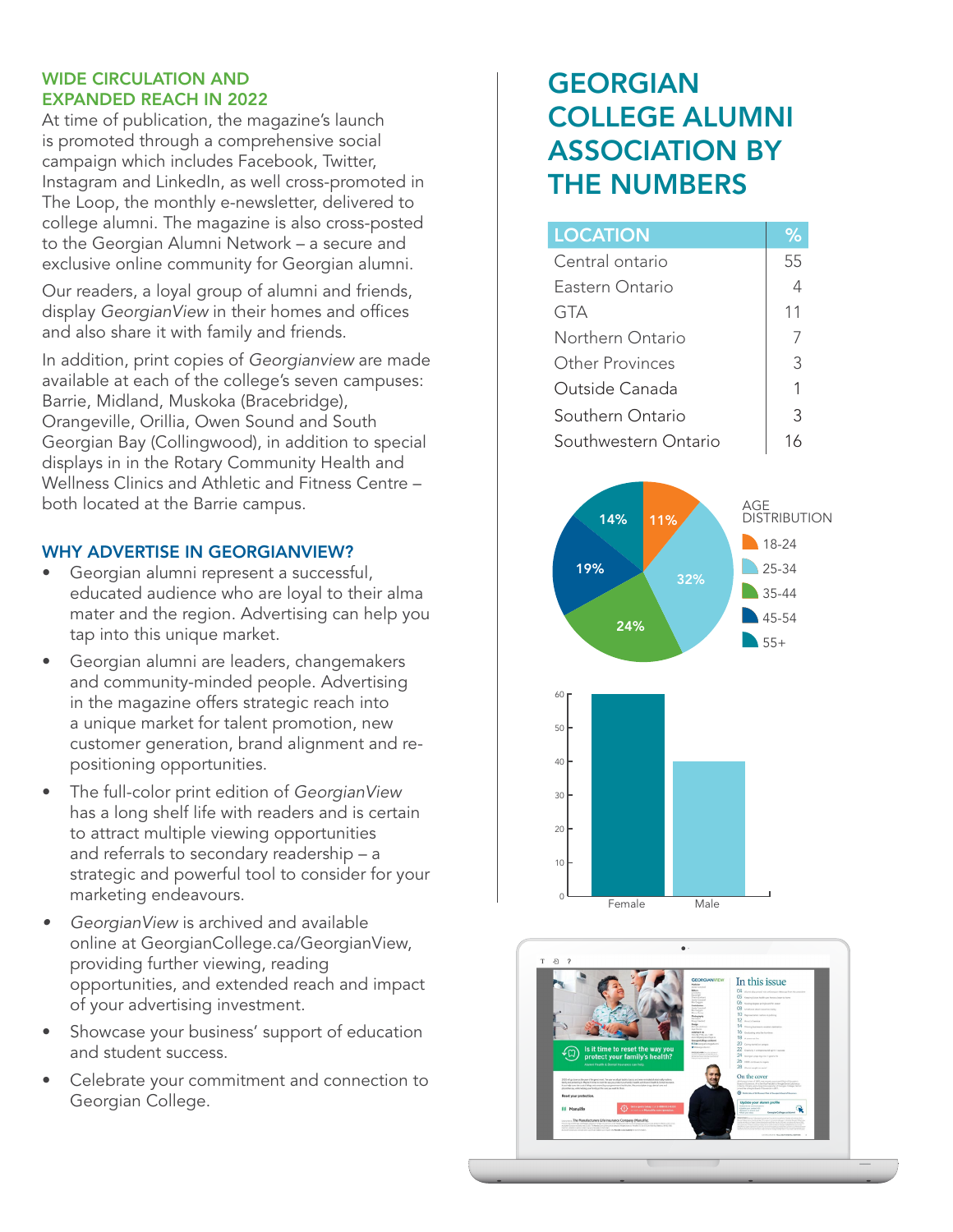## WIDE CIRCULATION AND EXPANDED REACH IN 2022

At time of publication, the magazine's launch is promoted through a comprehensive social campaign which includes Facebook, Twitter, Instagram and LinkedIn, as well cross-promoted in The Loop, the monthly e-newsletter, delivered to college alumni. The magazine is also cross-posted to the Georgian Alumni Network – a secure and exclusive online community for Georgian alumni.

Our readers, a loyal group of alumni and friends, display *GeorgianView* in their homes and offices and also share it with family and friends.

In addition, print copies of *Georgianview* are made available at each of the college's seven campuses: Barrie, Midland, Muskoka (Bracebridge), Orangeville, Orillia, Owen Sound and South Georgian Bay (Collingwood), in addition to special displays in in the Rotary Community Health and Wellness Clinics and Athletic and Fitness Centre – both located at the Barrie campus.

## WHY ADVERTISE IN GEORGIANVIEW?

- Georgian alumni represent a successful, educated audience who are loyal to their alma mater and the region. Advertising can help you tap into this unique market.
- Georgian alumni are leaders, changemakers and community-minded people. Advertising in the magazine offers strategic reach into a unique market for talent promotion, new customer generation, brand alignment and re-positioning opportunities.
- The full-color print edition of *GeorgianView* has a long shelf life with readers and is certain to attract multiple viewing opportunities and referrals to secondary readership – a strategic and powerful tool to consider for your marketing endeavours.
- *GeorgianView* is archived and available online at GeorgianCollege.ca/GeorgianView, providing further viewing, reading opportunities, and extended reach and impact of your advertising investment.
- Showcase your business' support of education and student success.
- Celebrate your commitment and connection to Georgian College.

# GEORGIAN COLLEGE ALUMNI ASSOCIATION BY THE NUMBERS

| LOCATION | % |
|---|---|
| Central ontario | 55 |
| Eastern Ontario | 4 |
| GTA | 11 |
| Northern Ontario | 7 |
| Other Provinces | 3 |
| Outside Canada | 1 |
| Southern Ontario | 3 |
| Southwestern Ontario | 16 |

AGE DISTRIBUTION

| Age | % |
|---|---|
| 18-24 | 11% |
| 25-34 | 32% |
| 35-44 | 24% |
| 45-54 | 19% |
| 55+ | 14% |

| Gender | Approx. % |
|---|---|
| Female | 60 |
| Male | 40 |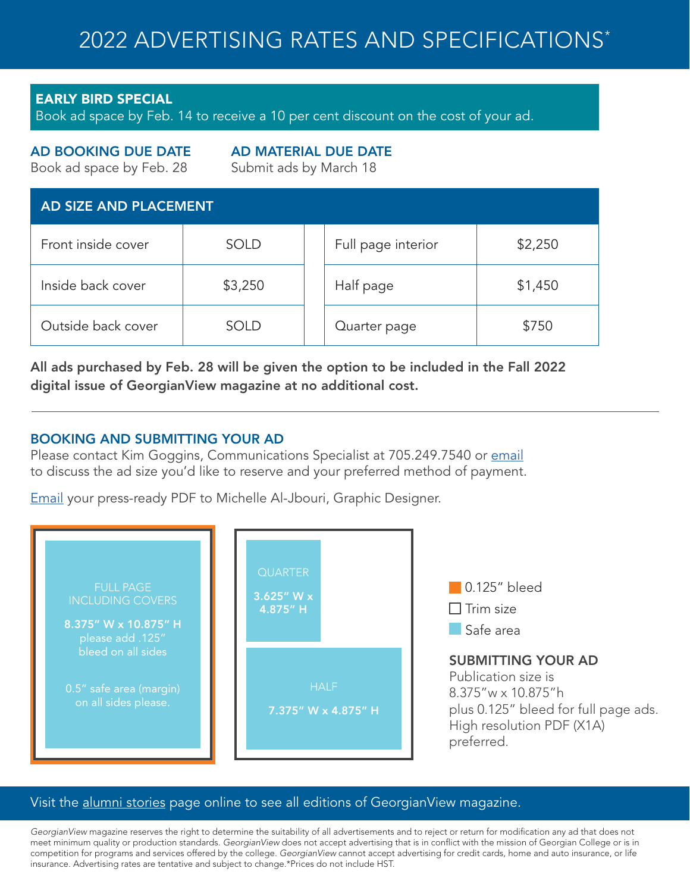# 2022 ADVERTISING RATES AND SPECIFICATIONS*

**EARLY BIRD SPECIAL**
Book ad space by Feb. 14 to receive a 10 per cent discount on the cost of your ad.

**AD BOOKING DUE DATE**
Book ad space by Feb. 28

**AD MATERIAL DUE DATE**
Submit ads by March 18

## AD SIZE AND PLACEMENT

| | | | |
|---|---|---|---|
| Front inside cover | SOLD | Full page interior | $2,250 |
| Inside back cover | $3,250 | Half page | $1,450 |
| Outside back cover | SOLD | Quarter page | $750 |

**All ads purchased by Feb. 28 will be given the option to be included in the Fall 2022 digital issue of GeorgianView magazine at no additional cost.**

---

## BOOKING AND SUBMITTING YOUR AD

Please contact Kim Goggins, Communications Specialist at 705.249.7540 or email to discuss the ad size you'd like to reserve and your preferred method of payment.

Email your press-ready PDF to Michelle Al-Jbouri, Graphic Designer.

FULL PAGE INCLUDING COVERS
8.375" W x 10.875" H
please add .125" bleed on all sides

0.5" safe area (margin) on all sides please.

QUARTER
3.625" W x 4.875" H

HALF
7.375" W x 4.875" H

0.125" bleed
Trim size
Safe area

**SUBMITTING YOUR AD**
Publication size is 8.375"w x 10.875"h plus 0.125" bleed for full page ads. High resolution PDF (X1A) preferred.

Visit the alumni stories page online to see all editions of GeorgianView magazine.

*GeorgianView* magazine reserves the right to determine the suitability of all advertisements and to reject or return for modification any ad that does not meet minimum quality or production standards. *GeorgianView* does not accept advertising that is in conflict with the mission of Georgian College or is in competition for programs and services offered by the college. *GeorgianView* cannot accept advertising for credit cards, home and auto insurance, or life insurance. Advertising rates are tentative and subject to change.*Prices do not include HST.